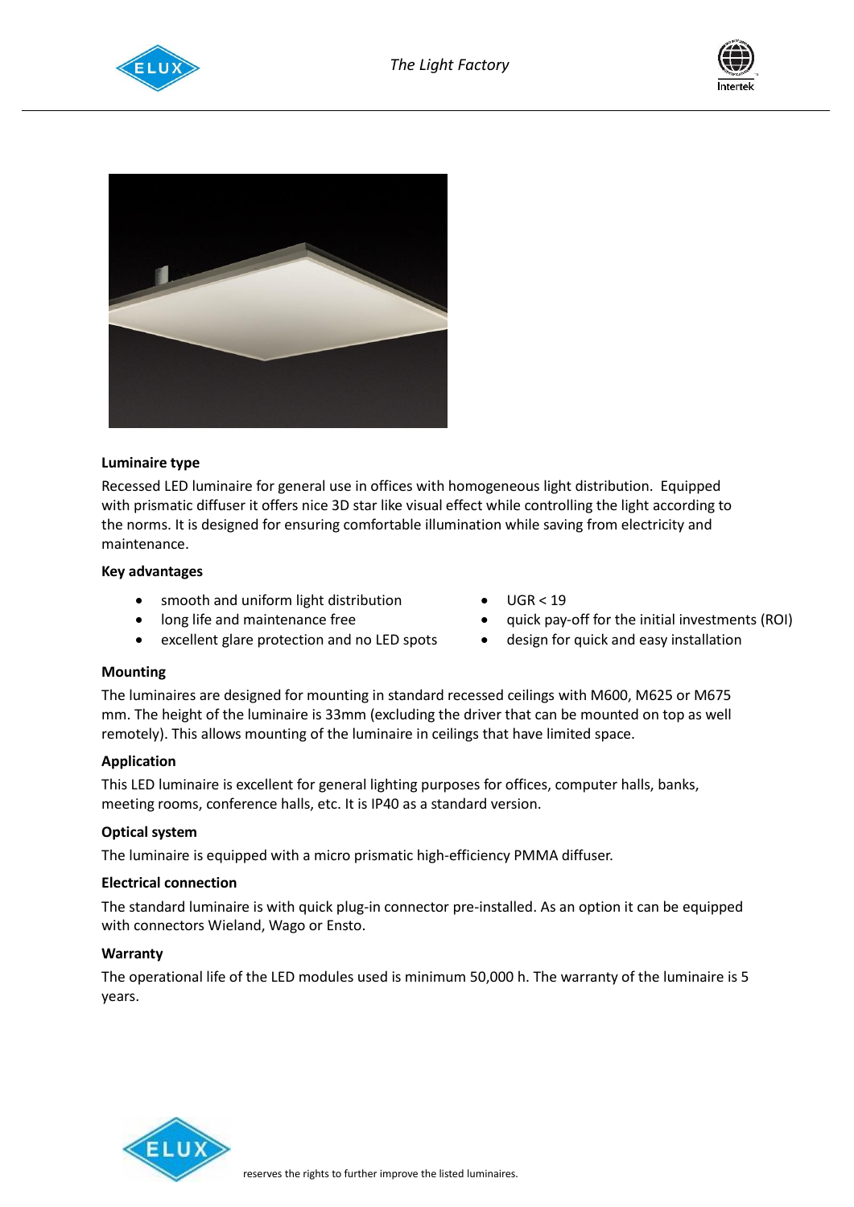### Luminaire type

Recessed LED luminaire for general use in offices with homogeneous light distribution. Equipped with prismatic diffuser it offers nice 3D star like visual effect while controlling the light according to the norms. It is designed for ensuring comfortable illumination while saving from electricity and maintenance.

### Key advantages

- smooth and uniform light distribution
- long life and maintenance free
- excellent glare protection and no LED spots
- UGR < 19
- quick pay-off for the initial investments (ROI)
- design for quick and easy installation

### Mounting

The luminaires are designed for mounting in standard recessed ceilings with M600, M625 or M675 mm. The height of the luminaire is 33mm (excluding the driver that can be mounted on top as well remotely). This allows mounting of the luminaire in ceilings that have limited space.

### Application

This LED luminaire is excellent for general lighting purposes for offices, computer halls, banks, meeting rooms, conference halls, etc. It is IP40 as a standard version.

### Optical system

The luminaire is equipped with a micro prismatic high-efficiency PMMA diffuser.

### Electrical connection

The standard luminaire is with quick plug-in connector pre-installed. As an option it can be equipped with connectors Wieland, Wago or Ensto.

### Warranty

The operational life of the LED modules used is minimum 50,000 h. The warranty of the luminaire is 5 years.

reserves the rights to further improve the listed luminaires.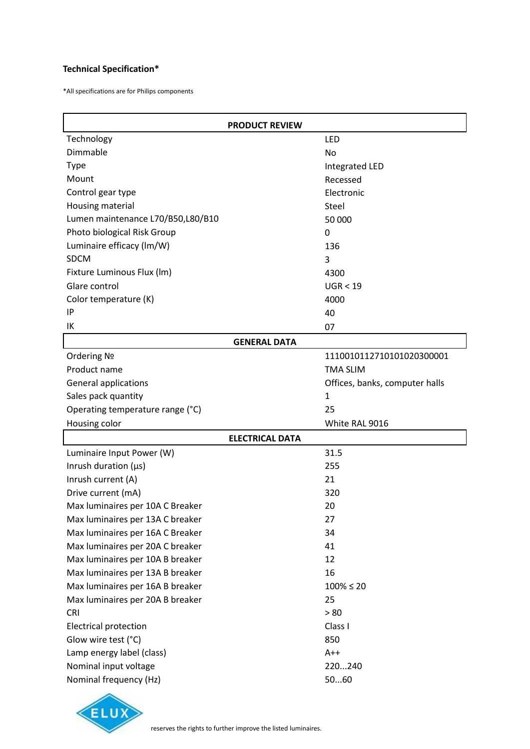**Technical Specification***

*All specifications are for Philips components

| PRODUCT REVIEW | |
|---|---|
| Technology | LED |
| Dimmable | No |
| Type | Integrated LED |
| Mount | Recessed |
| Control gear type | Electronic |
| Housing material | Steel |
| Lumen maintenance L70/B50,L80/B10 | 50 000 |
| Photo biological Risk Group | 0 |
| Luminaire efficacy (lm/W) | 136 |
| SDCM | 3 |
| Fixture Luminous Flux (lm) | 4300 |
| Glare control | UGR < 19 |
| Color temperature (K) | 4000 |
| IP | 40 |
| IK | 07 |
| **GENERAL DATA** | |
| Ordering № | 111001011271010102030001 |
| Product name | TMA SLIM |
| General applications | Offices, banks, computer halls |
| Sales pack quantity | 1 |
| Operating temperature range (°C) | 25 |
| Housing color | White RAL 9016 |
| **ELECTRICAL DATA** | |
| Luminaire Input Power (W) | 31.5 |
| Inrush duration (µs) | 255 |
| Inrush current (A) | 21 |
| Drive current (mA) | 320 |
| Max luminaires per 10A C Breaker | 20 |
| Max luminaires per 13A C breaker | 27 |
| Max luminaires per 16A C Breaker | 34 |
| Max luminaires per 20A C breaker | 41 |
| Max luminaires per 10A B breaker | 12 |
| Max luminaires per 13A B breaker | 16 |
| Max luminaires per 16A B breaker | 100% ≤ 20 |
| Max luminaires per 20A B breaker | 25 |
| CRI | > 80 |
| Electrical protection | Class I |
| Glow wire test (°C) | 850 |
| Lamp energy label (class) | A++ |
| Nominal input voltage | 220...240 |
| Nominal frequency (Hz) | 50...60 |

ELUX reserves the rights to further improve the listed luminaires.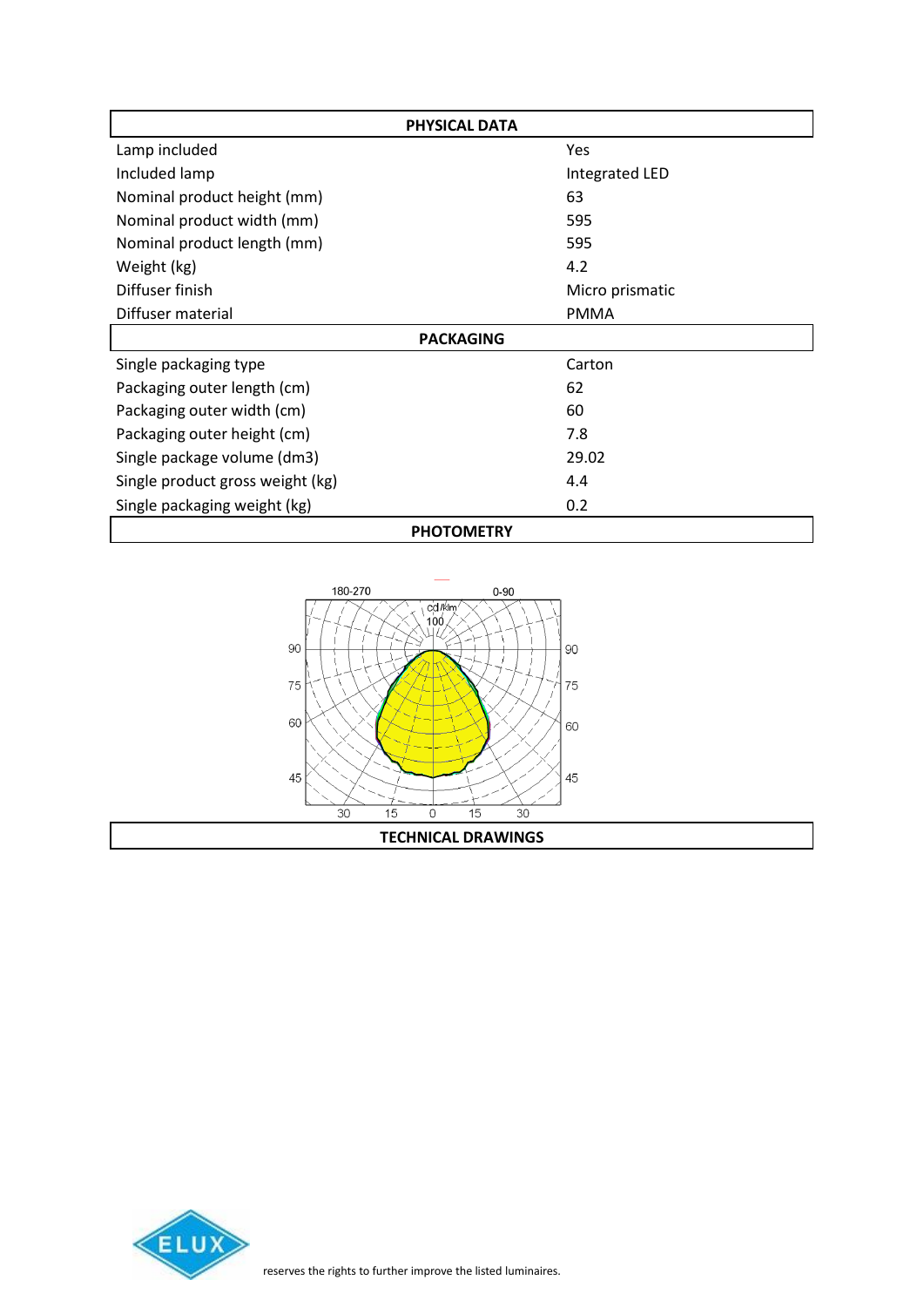| PHYSICAL DATA | |
|---|---|
| Lamp included | Yes |
| Included lamp | Integrated LED |
| Nominal product height (mm) | 63 |
| Nominal product width (mm) | 595 |
| Nominal product length (mm) | 595 |
| Weight (kg) | 4.2 |
| Diffuser finish | Micro prismatic |
| Diffuser material | PMMA |
| **PACKAGING** | |
| Single packaging type | Carton |
| Packaging outer length (cm) | 62 |
| Packaging outer width (cm) | 60 |
| Packaging outer height (cm) | 7.8 |
| Single package volume (dm3) | 29.02 |
| Single product gross weight (kg) | 4.4 |
| Single packaging weight (kg) | 0.2 |

**PHOTOMETRY**

180-270
0-90
cd/klm
100
90
75
60
45
90
75
60
45
30 15 0 15 30

**TECHNICAL DRAWINGS**

ELUX reserves the rights to further improve the listed luminaires.